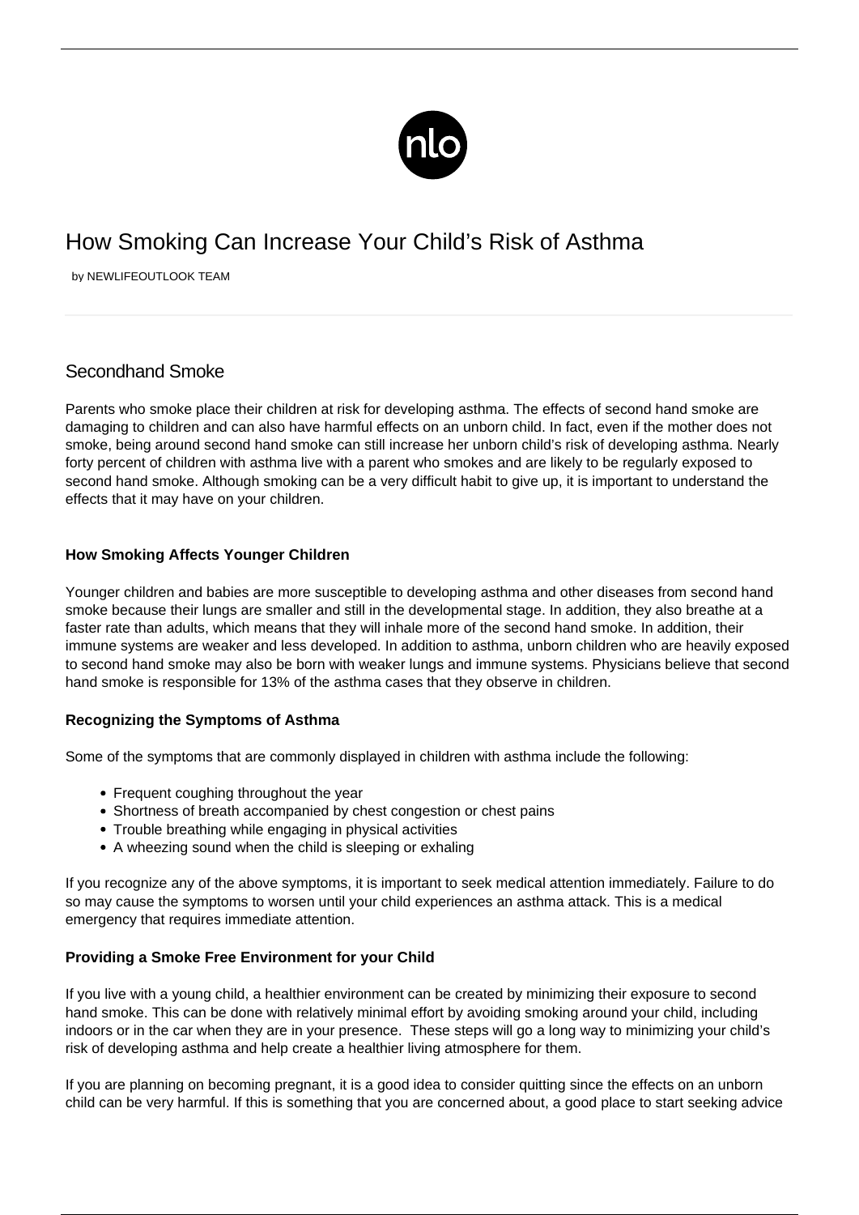# How Smoking Can Increase Your Child's Risk of Asthma

by NEWLIFEOUTLOOK TEAM

## Secondhand Smoke

Parents who smoke place their children at risk for developing asthma. The effects of second hand smoke are damaging to children and can also have harmful effects on an unborn child. In fact, even if the mother does not smoke, being around second hand smoke can still increase her unborn child's risk of developing asthma. Nearly forty percent of children with asthma live with a parent who smokes and are likely to be regularly exposed to second hand smoke. Although smoking can be a very difficult habit to give up, it is important to understand the effects that it may have on your children.

### How Smoking Affects Younger Children

Younger children and babies are more susceptible to developing asthma and other diseases from second hand smoke because their lungs are smaller and still in the developmental stage. In addition, they also breathe at a faster rate than adults, which means that they will inhale more of the second hand smoke. In addition, their immune systems are weaker and less developed. In addition to asthma, unborn children who are heavily exposed to second hand smoke may also be born with weaker lungs and immune systems. Physicians believe that second hand smoke is responsible for 13% of the asthma cases that they observe in children.

### Recognizing the Symptoms of Asthma

Some of the symptoms that are commonly displayed in children with asthma include the following:

- Frequent coughing throughout the year
- Shortness of breath accompanied by chest congestion or chest pains
- Trouble breathing while engaging in physical activities
- A wheezing sound when the child is sleeping or exhaling

If you recognize any of the above symptoms, it is important to seek medical attention immediately. Failure to do so may cause the symptoms to worsen until your child experiences an asthma attack. This is a medical emergency that requires immediate attention.

### Providing a Smoke Free Environment for your Child

If you live with a young child, a healthier environment can be created by minimizing their exposure to second hand smoke. This can be done with relatively minimal effort by avoiding smoking around your child, including indoors or in the car when they are in your presence. These steps will go a long way to minimizing your child's risk of developing asthma and help create a healthier living atmosphere for them.

If you are planning on becoming pregnant, it is a good idea to consider quitting since the effects on an unborn child can be very harmful. If this is something that you are concerned about, a good place to start seeking advice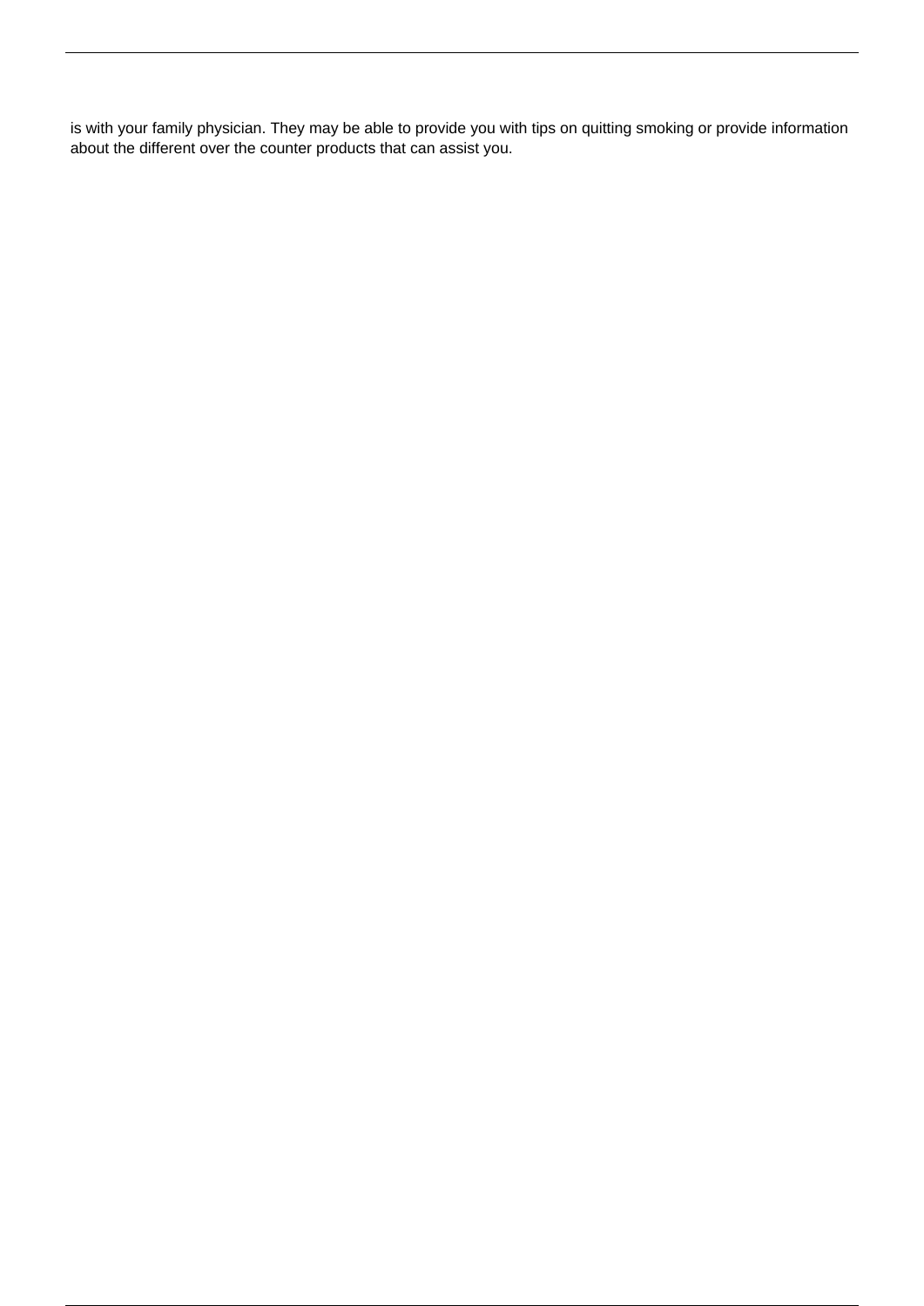is with your family physician. They may be able to provide you with tips on quitting smoking or provide information about the different over the counter products that can assist you.